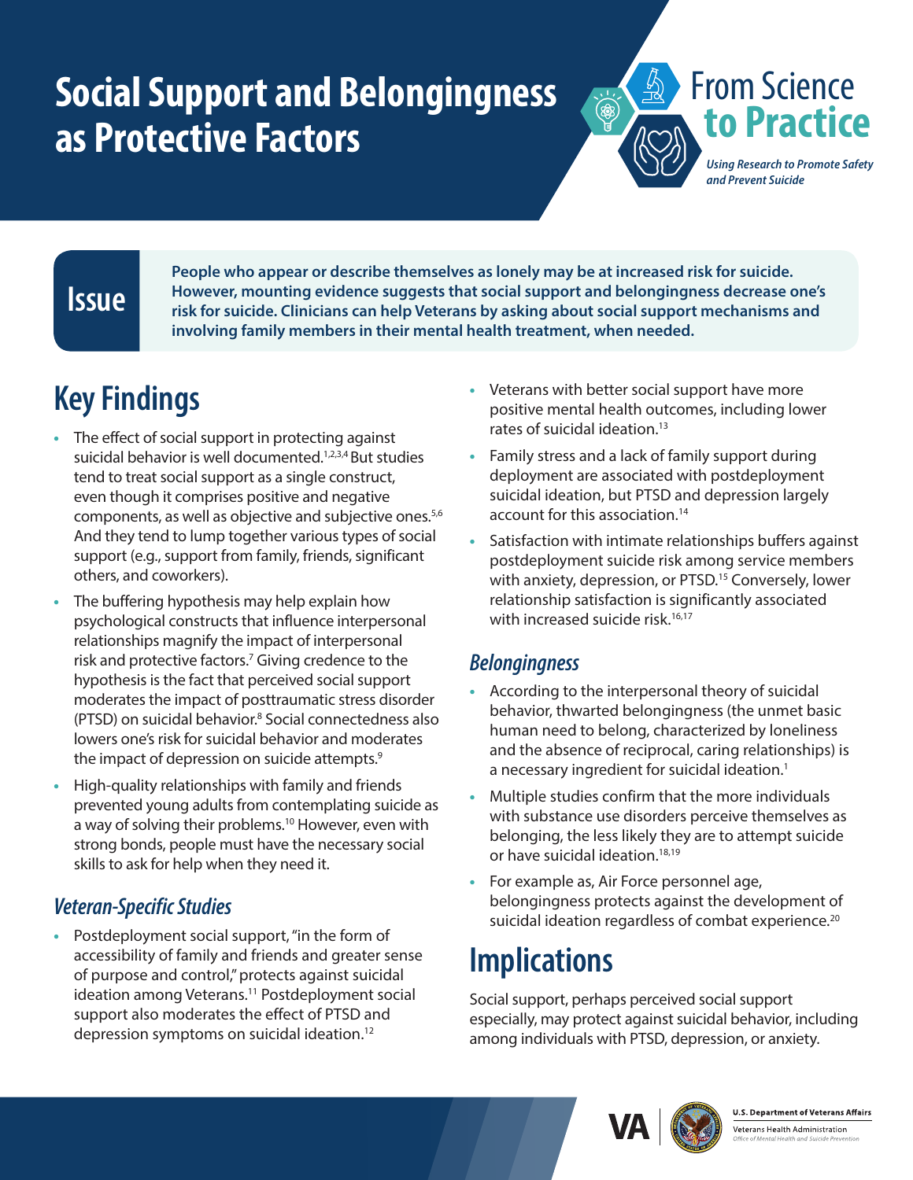# Social Support and Belongingness as Protective Factors

From Science to Practice

*Using Research to Promote Safety and Prevent Suicide*

## Issue

**People who appear or describe themselves as lonely may be at increased risk for suicide. However, mounting evidence suggests that social support and belongingness decrease one's risk for suicide. Clinicians can help Veterans by asking about social support mechanisms and involving family members in their mental health treatment, when needed.**

## Key Findings

- The effect of social support in protecting against suicidal behavior is well documented.[1,2,3,4] But studies tend to treat social support as a single construct, even though it comprises positive and negative components, as well as objective and subjective ones.[5,6] And they tend to lump together various types of social support (e.g., support from family, friends, significant others, and coworkers).
- The buffering hypothesis may help explain how psychological constructs that influence interpersonal relationships magnify the impact of interpersonal risk and protective factors.[7] Giving credence to the hypothesis is the fact that perceived social support moderates the impact of posttraumatic stress disorder (PTSD) on suicidal behavior.[8] Social connectedness also lowers one's risk for suicidal behavior and moderates the impact of depression on suicide attempts.[9]
- High-quality relationships with family and friends prevented young adults from contemplating suicide as a way of solving their problems.[10] However, even with strong bonds, people must have the necessary social skills to ask for help when they need it.

### *Veteran-Specific Studies*

- Postdeployment social support, "in the form of accessibility of family and friends and greater sense of purpose and control," protects against suicidal ideation among Veterans.[11] Postdeployment social support also moderates the effect of PTSD and depression symptoms on suicidal ideation.[12]
- Veterans with better social support have more positive mental health outcomes, including lower rates of suicidal ideation.[13]
- Family stress and a lack of family support during deployment are associated with postdeployment suicidal ideation, but PTSD and depression largely account for this association.[14]
- Satisfaction with intimate relationships buffers against postdeployment suicide risk among service members with anxiety, depression, or PTSD.[15] Conversely, lower relationship satisfaction is significantly associated with increased suicide risk.[16,17]

### *Belongingness*

- According to the interpersonal theory of suicidal behavior, thwarted belongingness (the unmet basic human need to belong, characterized by loneliness and the absence of reciprocal, caring relationships) is a necessary ingredient for suicidal ideation.[1]
- Multiple studies confirm that the more individuals with substance use disorders perceive themselves as belonging, the less likely they are to attempt suicide or have suicidal ideation.[18,19]
- For example as, Air Force personnel age, belongingness protects against the development of suicidal ideation regardless of combat experience.[20]

## Implications

Social support, perhaps perceived social support especially, may protect against suicidal behavior, including among individuals with PTSD, depression, or anxiety.

U.S. Department of Veterans Affairs
Veterans Health Administration
Office of Mental Health and Suicide Prevention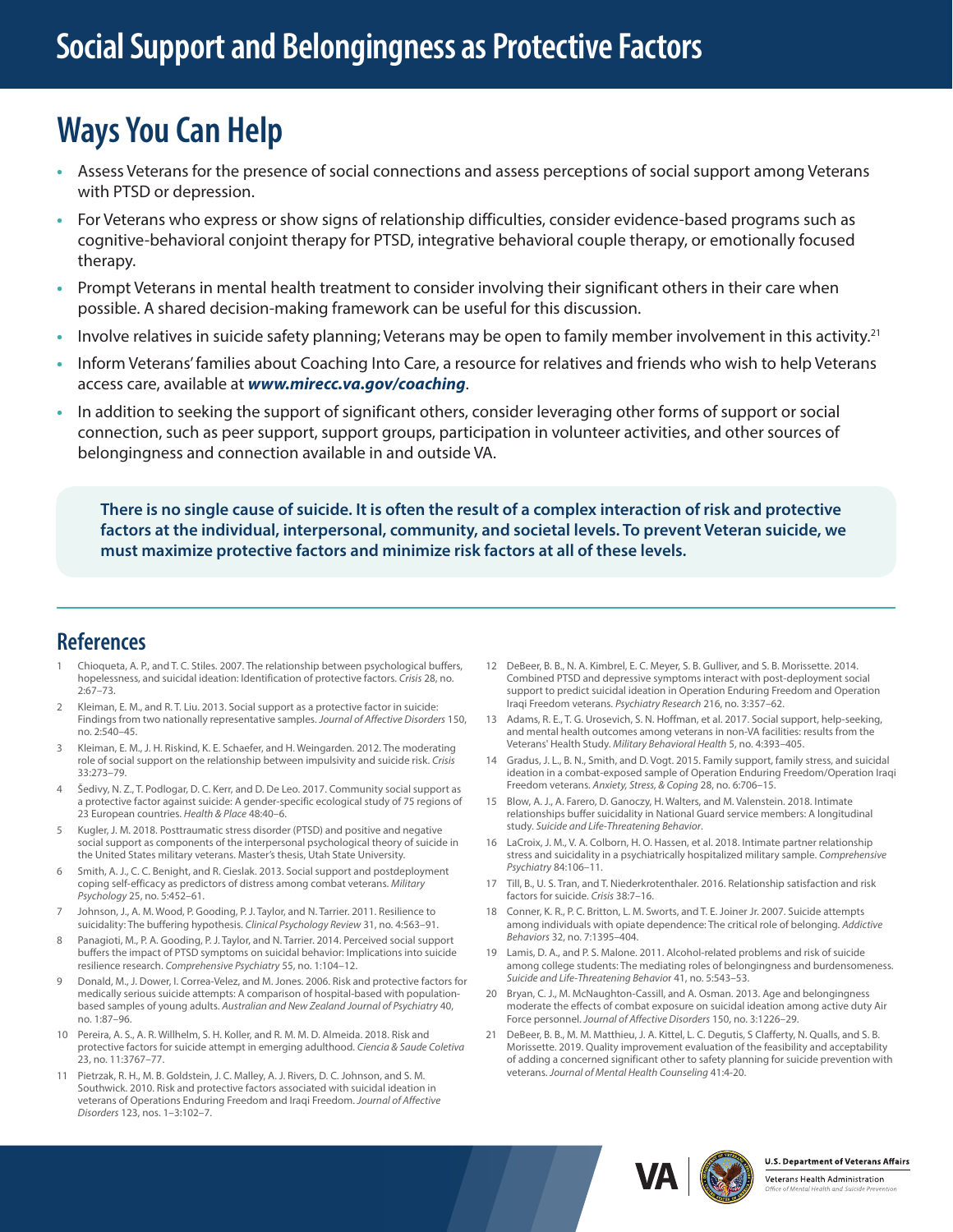# Social Support and Belongingness as Protective Factors

## Ways You Can Help

- Assess Veterans for the presence of social connections and assess perceptions of social support among Veterans with PTSD or depression.
- For Veterans who express or show signs of relationship difficulties, consider evidence-based programs such as cognitive-behavioral conjoint therapy for PTSD, integrative behavioral couple therapy, or emotionally focused therapy.
- Prompt Veterans in mental health treatment to consider involving their significant others in their care when possible. A shared decision-making framework can be useful for this discussion.
- Involve relatives in suicide safety planning; Veterans may be open to family member involvement in this activity.[21]
- Inform Veterans' families about Coaching Into Care, a resource for relatives and friends who wish to help Veterans access care, available at ***www.mirecc.va.gov/coaching***.
- In addition to seeking the support of significant others, consider leveraging other forms of support or social connection, such as peer support, support groups, participation in volunteer activities, and other sources of belongingness and connection available in and outside VA.

**There is no single cause of suicide. It is often the result of a complex interaction of risk and protective factors at the individual, interpersonal, community, and societal levels. To prevent Veteran suicide, we must maximize protective factors and minimize risk factors at all of these levels.**

## References

1. Chioqueta, A. P., and T. C. Stiles. 2007. The relationship between psychological buffers, hopelessness, and suicidal ideation: Identification of protective factors. *Crisis* 28, no. 2:67–73.
2. Kleiman, E. M., and R. T. Liu. 2013. Social support as a protective factor in suicide: Findings from two nationally representative samples. *Journal of Affective Disorders* 150, no. 2:540–45.
3. Kleiman, E. M., J. H. Riskind, K. E. Schaefer, and H. Weingarden. 2012. The moderating role of social support on the relationship between impulsivity and suicide risk. *Crisis* 33:273–79.
4. Šedivy, N. Z., T. Podlogar, D. C. Kerr, and D. De Leo. 2017. Community social support as a protective factor against suicide: A gender-specific ecological study of 75 regions of 23 European countries. *Health & Place* 48:40–6.
5. Kugler, J. M. 2018. Posttraumatic stress disorder (PTSD) and positive and negative social support as components of the interpersonal psychological theory of suicide in the United States military veterans. Master's thesis, Utah State University.
6. Smith, A. J., C. C. Benight, and R. Cieslak. 2013. Social support and postdeployment coping self-efficacy as predictors of distress among combat veterans. *Military Psychology* 25, no. 5:452–61.
7. Johnson, J., A. M. Wood, P. Gooding, P. J. Taylor, and N. Tarrier. 2011. Resilience to suicidality: The buffering hypothesis. *Clinical Psychology Review* 31, no. 4:563–91.
8. Panagioti, M., P. A. Gooding, P. J. Taylor, and N. Tarrier. 2014. Perceived social support buffers the impact of PTSD symptoms on suicidal behavior: Implications into suicide resilience research. *Comprehensive Psychiatry* 55, no. 1:104–12.
9. Donald, M., J. Dower, I. Correa-Velez, and M. Jones. 2006. Risk and protective factors for medically serious suicide attempts: A comparison of hospital-based with population-based samples of young adults. *Australian and New Zealand Journal of Psychiatry* 40, no. 1:87–96.
10. Pereira, A. S., A. R. Willhelm, S. H. Koller, and R. M. M. D. Almeida. 2018. Risk and protective factors for suicide attempt in emerging adulthood. *Ciencia & Saude Coletiva* 23, no. 11:3767–77.
11. Pietrzak, R. H., M. B. Goldstein, J. C. Malley, A. J. Rivers, D. C. Johnson, and S. M. Southwick. 2010. Risk and protective factors associated with suicidal ideation in veterans of Operations Enduring Freedom and Iraqi Freedom. *Journal of Affective Disorders* 123, nos. 1–3:102–7.
12. DeBeer, B. B., N. A. Kimbrel, E. C. Meyer, S. B. Gulliver, and S. B. Morissette. 2014. Combined PTSD and depressive symptoms interact with post-deployment social support to predict suicidal ideation in Operation Enduring Freedom and Operation Iraqi Freedom veterans. *Psychiatry Research* 216, no. 3:357–62.
13. Adams, R. E., T. G. Urosevich, S. N. Hoffman, et al. 2017. Social support, help-seeking, and mental health outcomes among veterans in non-VA facilities: results from the Veterans' Health Study. *Military Behavioral Health* 5, no. 4:393–405.
14. Gradus, J. L., B. N., Smith, and D. Vogt. 2015. Family support, family stress, and suicidal ideation in a combat-exposed sample of Operation Enduring Freedom/Operation Iraqi Freedom veterans. *Anxiety, Stress, & Coping* 28, no. 6:706–15.
15. Blow, A. J., A. Farero, D. Ganoczy, H. Walters, and M. Valenstein. 2018. Intimate relationships buffer suicidality in National Guard service members: A longitudinal study. *Suicide and Life-Threatening Behavior*.
16. LaCroix, J. M., V. A. Colborn, H. O. Hassen, et al. 2018. Intimate partner relationship stress and suicidality in a psychiatrically hospitalized military sample. *Comprehensive Psychiatry* 84:106–11.
17. Till, B., U. S. Tran, and T. Niederkrotenthaler. 2016. Relationship satisfaction and risk factors for suicide. *Crisis* 38:7–16.
18. Conner, K. R., P. C. Britton, L. M. Sworts, and T. E. Joiner Jr. 2007. Suicide attempts among individuals with opiate dependence: The critical role of belonging. *Addictive Behaviors* 32, no. 7:1395–404.
19. Lamis, D. A., and P. S. Malone. 2011. Alcohol-related problems and risk of suicide among college students: The mediating roles of belongingness and burdensomeness. *Suicide and Life-Threatening Behavior* 41, no. 5:543–53.
20. Bryan, C. J., M. McNaughton-Cassill, and A. Osman. 2013. Age and belongingness moderate the effects of combat exposure on suicidal ideation among active duty Air Force personnel. *Journal of Affective Disorders* 150, no. 3:1226–29.
21. DeBeer, B. B., M. M. Matthieu, J. A. Kittel, L. C. Degutis, S Clafferty, N. Qualls, and S. B. Morissette. 2019. Quality improvement evaluation of the feasibility and acceptability of adding a concerned significant other to safety planning for suicide prevention with veterans. *Journal of Mental Health Counseling* 41:4-20.

U.S. Department of Veterans Affairs
Veterans Health Administration
Office of Mental Health and Suicide Prevention